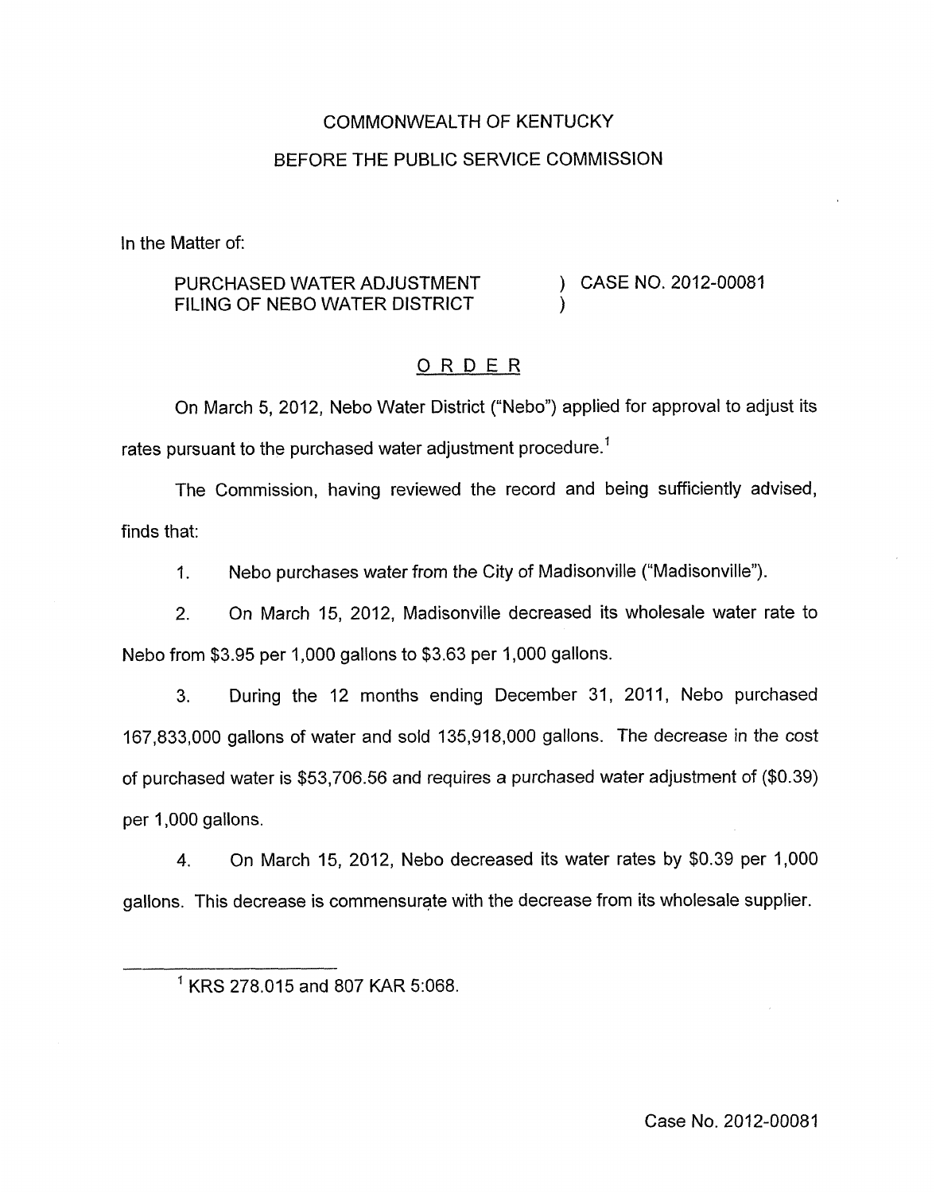COMMONWEALTH OF KENTUCKY

BEFORE THE PUBLIC SERVICE COMMISSION

In the Matter of:

PURCHASED WATER ADJUSTMENT FILING OF NEBO WATER DISTRICT ) CASE NO. 2012-00081

# ORDER

On March 5, 2012, Nebo Water District ("Nebo") applied for approval to adjust its rates pursuant to the purchased water adjustment procedure.[1]

The Commission, having reviewed the record and being sufficiently advised, finds that:

1. Nebo purchases water from the City of Madisonville ("Madisonville").

2. On March 15, 2012, Madisonville decreased its wholesale water rate to Nebo from $3.95 per 1,000 gallons to $3.63 per 1,000 gallons.

3. During the 12 months ending December 31, 2011, Nebo purchased 167,833,000 gallons of water and sold 135,918,000 gallons. The decrease in the cost of purchased water is $53,706.56 and requires a purchased water adjustment of ($0.39) per 1,000 gallons.

4. On March 15, 2012, Nebo decreased its water rates by $0.39 per 1,000 gallons. This decrease is commensurate with the decrease from its wholesale supplier.

[1] KRS 278.015 and 807 KAR 5:068.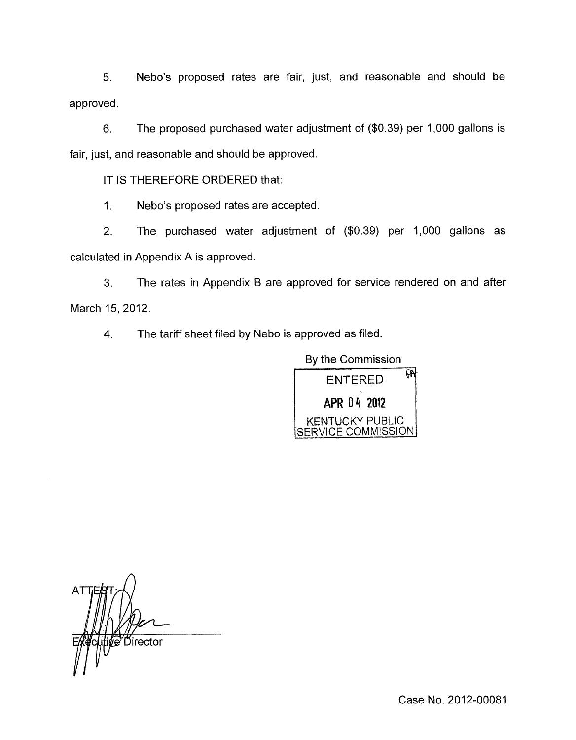5. Nebo's proposed rates are fair, just, and reasonable and should be approved.

6. The proposed purchased water adjustment of ($0.39) per 1,000 gallons is fair, just, and reasonable and should be approved.

IT IS THEREFORE ORDERED that:

1. Nebo's proposed rates are accepted.

2. The purchased water adjustment of ($0.39) per 1,000 gallons as calculated in Appendix A is approved.

3. The rates in Appendix B are approved for service rendered on and after March 15, 2012.

4. The tariff sheet filed by Nebo is approved as filed.

By the Commission

ENTERED
APR 04 2012
KENTUCKY PUBLIC SERVICE COMMISSION

ATTEST:

Executive Director

Case No. 2012-00081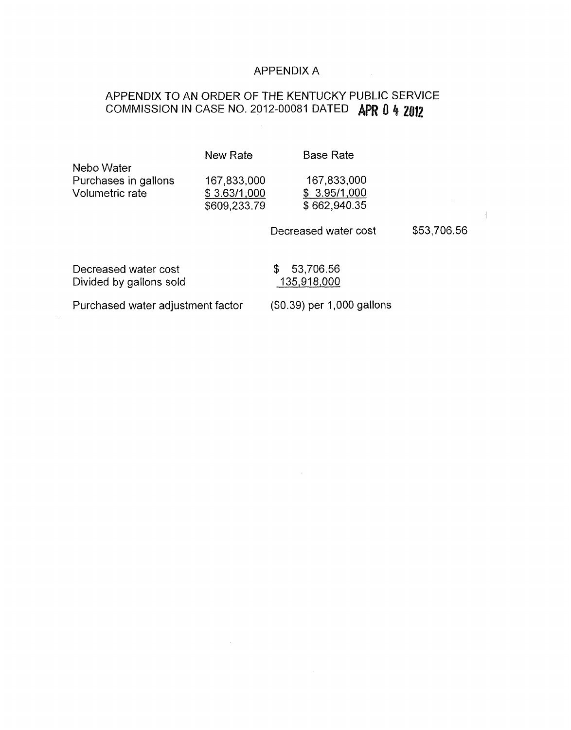# APPENDIX A

## APPENDIX TO AN ORDER OF THE KENTUCKY PUBLIC SERVICE COMMISSION IN CASE NO. 2012-00081 DATED APR 0 4 2012

| | New Rate | Base Rate | |
|---|---|---|---|
| Nebo Water | | | |
| Purchases in gallons | 167,833,000 | 167,833,000 | |
| Volumetric rate | $ 3.63/1,000 | $ 3.95/1,000 | |
| | $609,233.79 | $ 662,940.35 | |
| | | Decreased water cost | $53,706.56 |

| | |
|---|---|
| Decreased water cost | $ 53,706.56 |
| Divided by gallons sold | 135,918,000 |
| Purchased water adjustment factor | ($0.39) per 1,000 gallons |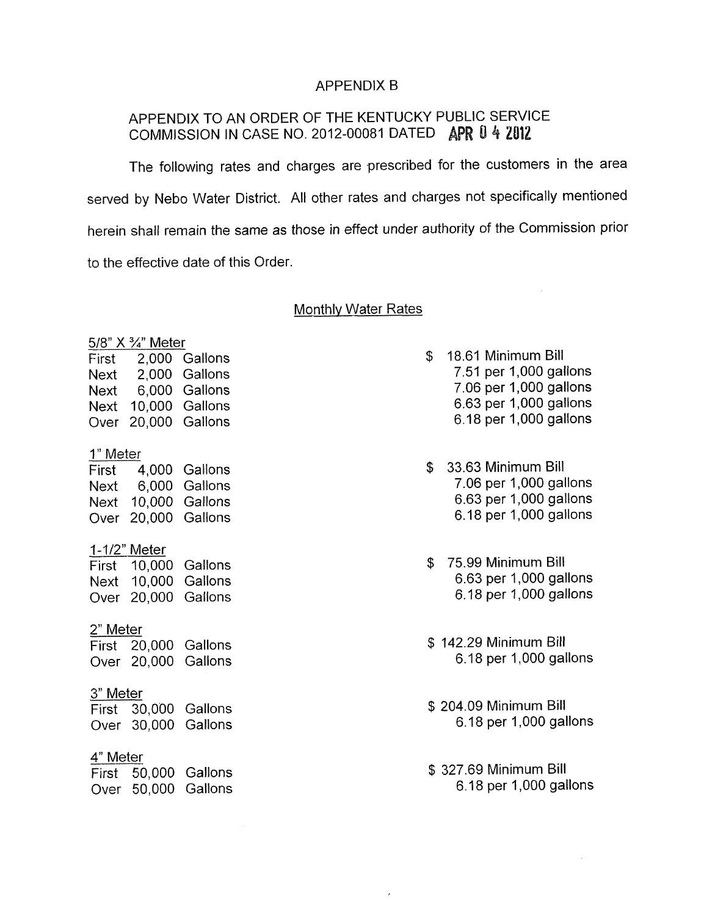# APPENDIX B

## APPENDIX TO AN ORDER OF THE KENTUCKY PUBLIC SERVICE COMMISSION IN CASE NO. 2012-00081 DATED APR 04 2012

The following rates and charges are prescribed for the customers in the area served by Nebo Water District. All other rates and charges not specifically mentioned herein shall remain the same as those in effect under authority of the Commission prior to the effective date of this Order.

### Monthly Water Rates

**5/8" X ¾" Meter**

| | | |
|---|---|---|
| First | 2,000 Gallons | $ 18.61 Minimum Bill |
| Next | 2,000 Gallons | 7.51 per 1,000 gallons |
| Next | 6,000 Gallons | 7.06 per 1,000 gallons |
| Next | 10,000 Gallons | 6.63 per 1,000 gallons |
| Over | 20,000 Gallons | 6.18 per 1,000 gallons |

**1" Meter**

| | | |
|---|---|---|
| First | 4,000 Gallons | $ 33.63 Minimum Bill |
| Next | 6,000 Gallons | 7.06 per 1,000 gallons |
| Next | 10,000 Gallons | 6.63 per 1,000 gallons |
| Over | 20,000 Gallons | 6.18 per 1,000 gallons |

**1-1/2" Meter**

| | | |
|---|---|---|
| First | 10,000 Gallons | $ 75.99 Minimum Bill |
| Next | 10,000 Gallons | 6.63 per 1,000 gallons |
| Over | 20,000 Gallons | 6.18 per 1,000 gallons |

**2" Meter**

| | | |
|---|---|---|
| First | 20,000 Gallons | $ 142.29 Minimum Bill |
| Over | 20,000 Gallons | 6.18 per 1,000 gallons |

**3" Meter**

| | | |
|---|---|---|
| First | 30,000 Gallons | $ 204.09 Minimum Bill |
| Over | 30,000 Gallons | 6.18 per 1,000 gallons |

**4" Meter**

| | | |
|---|---|---|
| First | 50,000 Gallons | $ 327.69 Minimum Bill |
| Over | 50,000 Gallons | 6.18 per 1,000 gallons |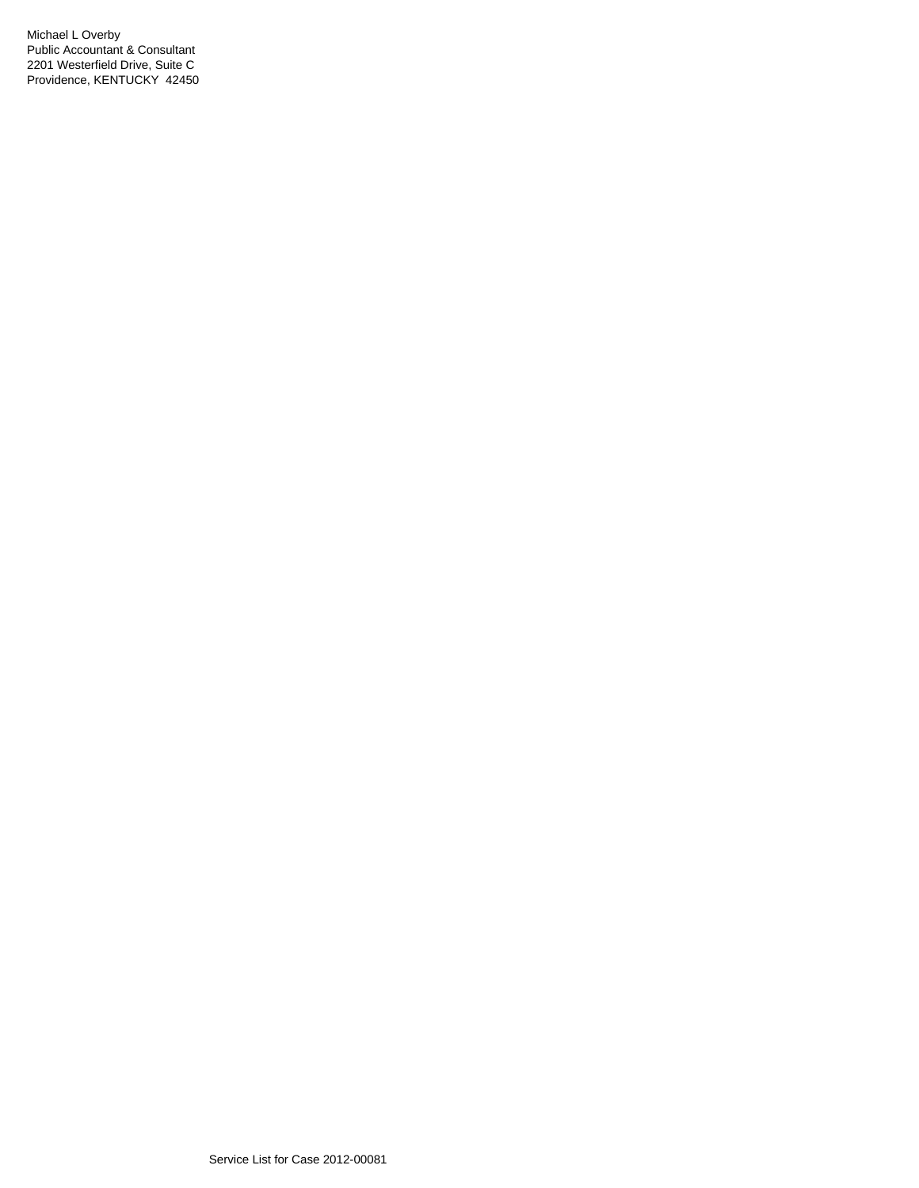Michael L Overby
Public Accountant & Consultant
2201 Westerfield Drive, Suite C
Providence, KENTUCKY 42450